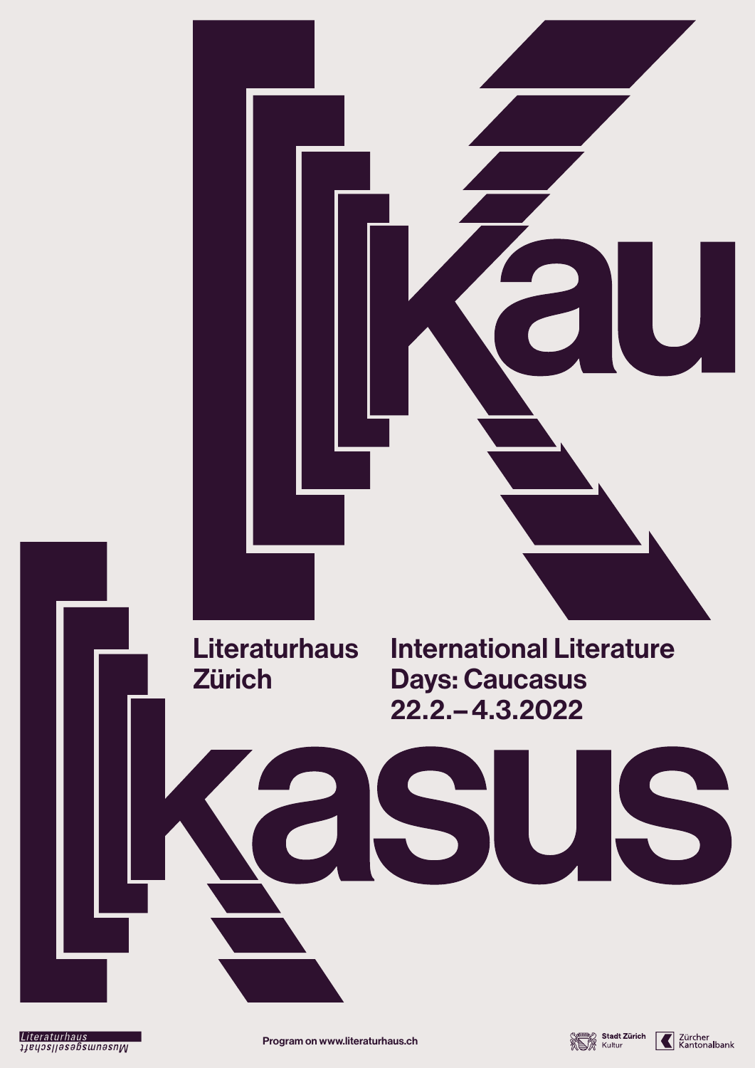# Kaukasus

**Literaturhaus Zürich**

**International Literature Days: Caucasus**
**22.2.–4.3.2022**

Literaturhaus
Museumsgesellschaft

**Program on www.literaturhaus.ch**

Stadt Zürich Kultur

Zürcher Kantonalbank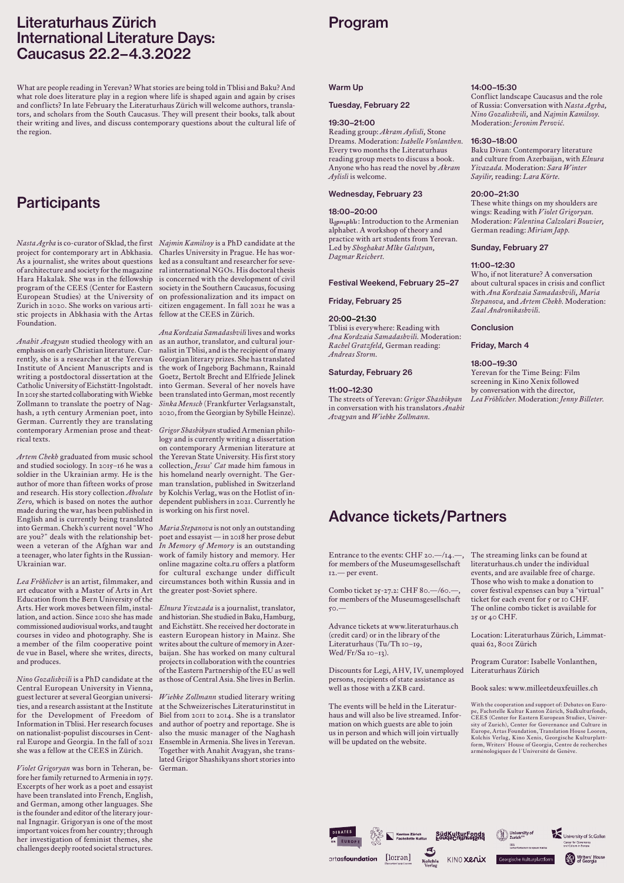# Literaturhaus Zürich International Literature Days: Caucasus 22.2–4.3.2022

What are people reading in Yerevan? What stories are being told in Tbilisi and Baku? And what role does literature play in a region where life is shaped again and again by crises and conflicts? In late February the Literaturhaus Zürich will welcome authors, translators, and scholars from the South Caucasus. They will present their books, talk about their writing and lives, and discuss contemporary questions about the cultural life of the region.

## Participants

*Nasta Agrba* is co-curator of Sklad, the first project for contemporary art in Abkhasia. As a journalist, she writes about questions of architecture and society for the magazine Hara Hakalak. She was in the fellowship program of the CEES (Center for Eastern European Studies) at the University of Zurich in 2020. She works on various artistic projects in Abkhasia with the Artas Foundation.

*Anahit Avagyan* studied theology with an emphasis on early Christian literature. Currently, she is a researcher at the Yerevan Institute of Ancient Manuscripts and is writing a postdoctoral dissertation at the Catholic University of Eichstätt-Ingolstadt. In 2015 she started collaborating with Wiebke Zollmann to translate the poetry of Naghash, a 15th century Armenian poet, into German. Currently they are translating contemporary Armenian prose and theatrical texts.

*Artem Chekh* graduated from music school and studied sociology. In 2015–16 he was a soldier in the Ukrainian army. He is the author of more than fifteen works of prose and research. His story collection *Absolute Zero*, which is based on notes the author made during the war, has been published in English and is currently being translated into German. Chekh's current novel "Who are you?" deals with the relationship between a veteran of the Afghan war and a teenager, who later fights in the Russian-Ukrainian war.

*Lea Fröhlicher* is an artist, filmmaker, and art educator with a Master of Arts in Art Education from the Bern University of the Arts. Her work moves between film, installation, and action. Since 2010 she has made commissioned audiovisual works, and taught courses in video and photography. She is a member of the film cooperative point de vue in Basel, where she writes, directs, and produces.

*Nino Gozalishvili* is a PhD candidate at the Central European University in Vienna, guest lecturer at several Georgian universities, and a research assistant at the Institute for the Development of Freedom of Information in Tbilisi. Her research focuses on nationalist-populist discourses in Central Europe and Georgia. In the fall of 2021 she was a fellow at the CEES in Zürich.

*Violet Grigoryan* was born in Teheran, before her family returned to Armenia in 1975. Excerpts of her work as a poet and essayist have been translated into French, English, and German, among other languages. She is the founder and editor of the literary journal Ingnagir. Grigoryan is one of the most important voices from her country; through her investigation of feminist themes, she challenges deeply rooted societal structures.

*Najmin Kamilsoy* is a PhD candidate at the Charles University in Prague. He has worked as a consultant and researcher for several international NGOs. His doctoral thesis is concerned with the development of civil society in the Southern Caucasus, focusing on professionalization and its impact on citizen engagement. In fall 2021 he was a fellow at the CEES in Zürich.

*Ana Kordzaia Samadashvili* lives and works as an author, translator, and cultural journalist in Tblisi, and is the recipient of many Georgian literary prizes. She has translated the work of Ingeborg Bachmann, Rainald Goetz, Bertolt Brecht and Elfriede Jelinek into German. Several of her novels have been translated into German, most recently *Sinka Mensch* (Frankfurter Verlagsanstalt, 2020, from the Georgian by Sybille Heinze).

*Grigor Shashikyan* studied Armenian philology and is currently writing a dissertation on contemporary Armenian literature at the Yerevan State University. His first story collection, *Jesus' Cat* made him famous in his homeland nearly overnight. The German translation, published in Switzerland by Kolchis Verlag, was on the Hotlist of independent publishers in 2021. Currently he is working on his first novel.

*Maria Stepanova* is not only an outstanding poet and essayist — in 2018 her prose debut *In Memory of Memory* is an outstanding work of family history and memory. Her online magazine colta.ru offers a platform for cultural exchange under difficult circumstances both within Russia and in the greater post-Soviet sphere.

*Elnura Yivazada* is a journalist, translator, and historian. She studied in Baku, Hamburg, and Eichstätt. She received her doctorate in eastern European history in Mainz. She writes about the culture of memory in Azerbaijan. She has worked on many cultural projects in collaboration with the countries of the Eastern Partnership of the EU as well as those of Central Asia. She lives in Berlin.

*Wiebke Zollmann* studied literary writing at the Schweizerisches Literaturinstitut in Biel from 2011 to 2014. She is a translator and author of poetry and reportage. She is also the music manager of the Naghash Ensemble in Armenia. She lives in Yerevan. Together with Anahit Avagyan, she translated Grigor Shashikyans short stories into German.

## Program

### Warm Up

#### Tuesday, February 22

**19:30–21:00**
Reading group: *Akram Aylisli*, Stone Dreams. Moderation: *Isabelle Vonlanthen*. Every two months the Literaturhaus reading group meets to discuss a book. Anyone who has read the novel by *Akram Aylisli* is welcome.

#### Wednesday, February 23

**18:00–20:00**
Այբուբեն: Introduction to the Armenian alphabet. A workshop of theory and practice with art students from Yerevan. Led by *Shoghakat Mlke Galstyan, Dagmar Reichert*.

### Festival Weekend, February 25–27

#### Friday, February 25

**20:00–21:30**
Tblisi is everywhere: Reading with *Ana Kordzaia Samadashvili*. Moderation: *Rachel Gratzfeld*, German reading: *Andreas Storm*.

#### Saturday, February 26

**11:00–12:30**
The streets of Yerevan: *Grigor Shashikyan* in conversation with his translators *Anahit Avagyan* and *Wiebke Zollmann*.

**14:00–15:30**
Conflict landscape Caucasus and the role of Russia: Conversation with *Nasta Agrba, Nino Gozalishvili*, and *Najmin Kamilsoy*. Moderation: *Jeronim Perović*.

**16:30–18:00**
Baku Divan: Contemporary literature and culture from Azerbaijan, with *Elnura Yivazada*. Moderation: *Sara Winter Sayilir*, reading: *Lara Körte*.

**20:00–21:30**
These white things on my shoulders are wings: Reading with *Violet Grigoryan*. Moderation: *Valentina Calzolari Bouvier*, German reading: *Miriam Japp*.

#### Sunday, February 27

**11:00–12:30**
Who, if not literature? A conversation about cultural spaces in crisis and conflict with *Ana Kordzaia Samadashvili, Maria Stepanova*, and *Artem Chekh*. Moderation: *Zaal Andronikashvili*.

### Conclusion

#### Friday, March 4

**18:00–19:30**
Yerevan for the Time Being: Film screening in Kino Xenix followed by conversation with the director, *Lea Fröhlicher*. Moderation: *Jenny Billeter*.

## Advance tickets/Partners

Entrance to the events: CHF 20.—/14.—, for members of the Museumsgesellschaft 12.— per event.

Combo ticket 25-27.2: CHF 80.—/60.—, for members of the Museumsgesellschaft 50.—

Advance tickets at www.literaturhaus.ch (credit card) or in the library of the Literaturhaus (Tu/Th 10–19, Wed/Fr/Sa 10–13).

Discounts for Legi, AHV, IV, unemployed persons, recipients of state assistance as well as those with a ZKB card.

The events will be held in the Literaturhaus and will also be live streamed. Information on which guests are able to join us in person and which will join virtually will be updated on the website.

The streaming links can be found at literaturhaus.ch under the individual events, and are available free of charge. Those who wish to make a donation to cover festival expenses can buy a "virtual" ticket for each event for 5 or 10 CHF. The online combo ticket is available for 25 or 40 CHF.

Location: Literaturhaus Zürich, Limmatquai 62, 8001 Zürich

Program Curator: Isabelle Vonlanthen, Literaturhaus Zürich

Book sales: www.milleetdeuxfeuilles.ch

With the cooperation and support of: Debates on Europe, Fachstelle Kultur Kanton Zürich, Südkulturfonds, CEES (Center for Eastern European Studies, University of Zurich), Center for Governance and Culture in Europe, Artas Foundation, Translation House Looren, Kolchis Verlag, Kino Xenix, Georgische Kulturplattform, Writers' House of Georgia, Centre de recherches arménologiques de l'Université de Genève.